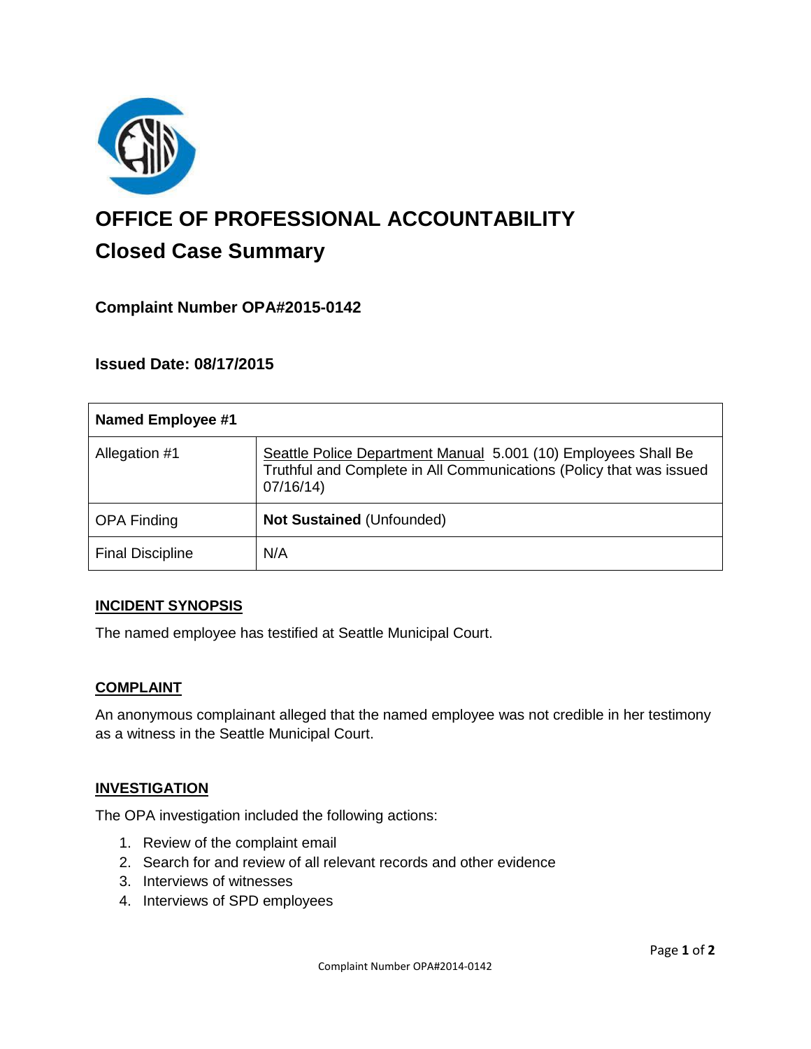# OFFICE OF PROFESSIONAL ACCOUNTABILITY

## Closed Case Summary

### Complaint Number OPA#2015-0142

### Issued Date: 08/17/2015

| Named Employee #1 | |
|---|---|
| Allegation #1 | Seattle Police Department Manual 5.001 (10) Employees Shall Be Truthful and Complete in All Communications (Policy that was issued 07/16/14) |
| OPA Finding | **Not Sustained** (Unfounded) |
| Final Discipline | N/A |

**INCIDENT SYNOPSIS**

The named employee has testified at Seattle Municipal Court.

**COMPLAINT**

An anonymous complainant alleged that the named employee was not credible in her testimony as a witness in the Seattle Municipal Court.

**INVESTIGATION**

The OPA investigation included the following actions:

1. Review of the complaint email
2. Search for and review of all relevant records and other evidence
3. Interviews of witnesses
4. Interviews of SPD employees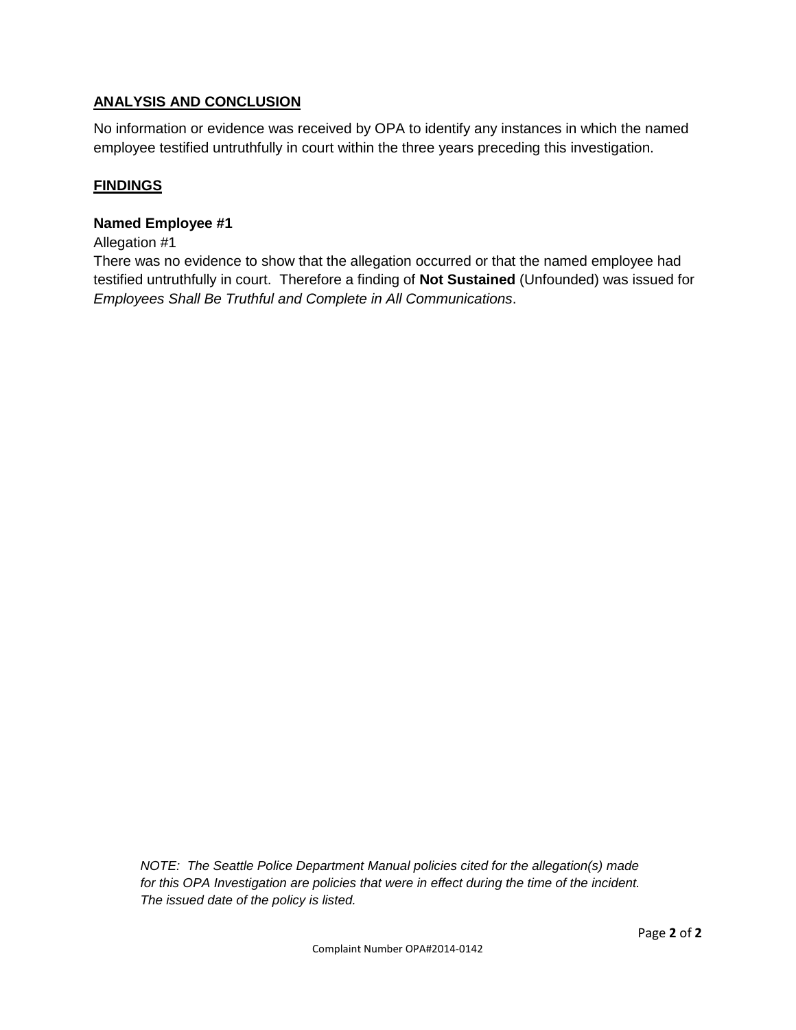## ANALYSIS AND CONCLUSION

No information or evidence was received by OPA to identify any instances in which the named employee testified untruthfully in court within the three years preceding this investigation.

## FINDINGS

**Named Employee #1**

Allegation #1

There was no evidence to show that the allegation occurred or that the named employee had testified untruthfully in court. Therefore a finding of **Not Sustained** (Unfounded) was issued for *Employees Shall Be Truthful and Complete in All Communications*.

*NOTE: The Seattle Police Department Manual policies cited for the allegation(s) made for this OPA Investigation are policies that were in effect during the time of the incident. The issued date of the policy is listed.*

Complaint Number OPA#2014-0142